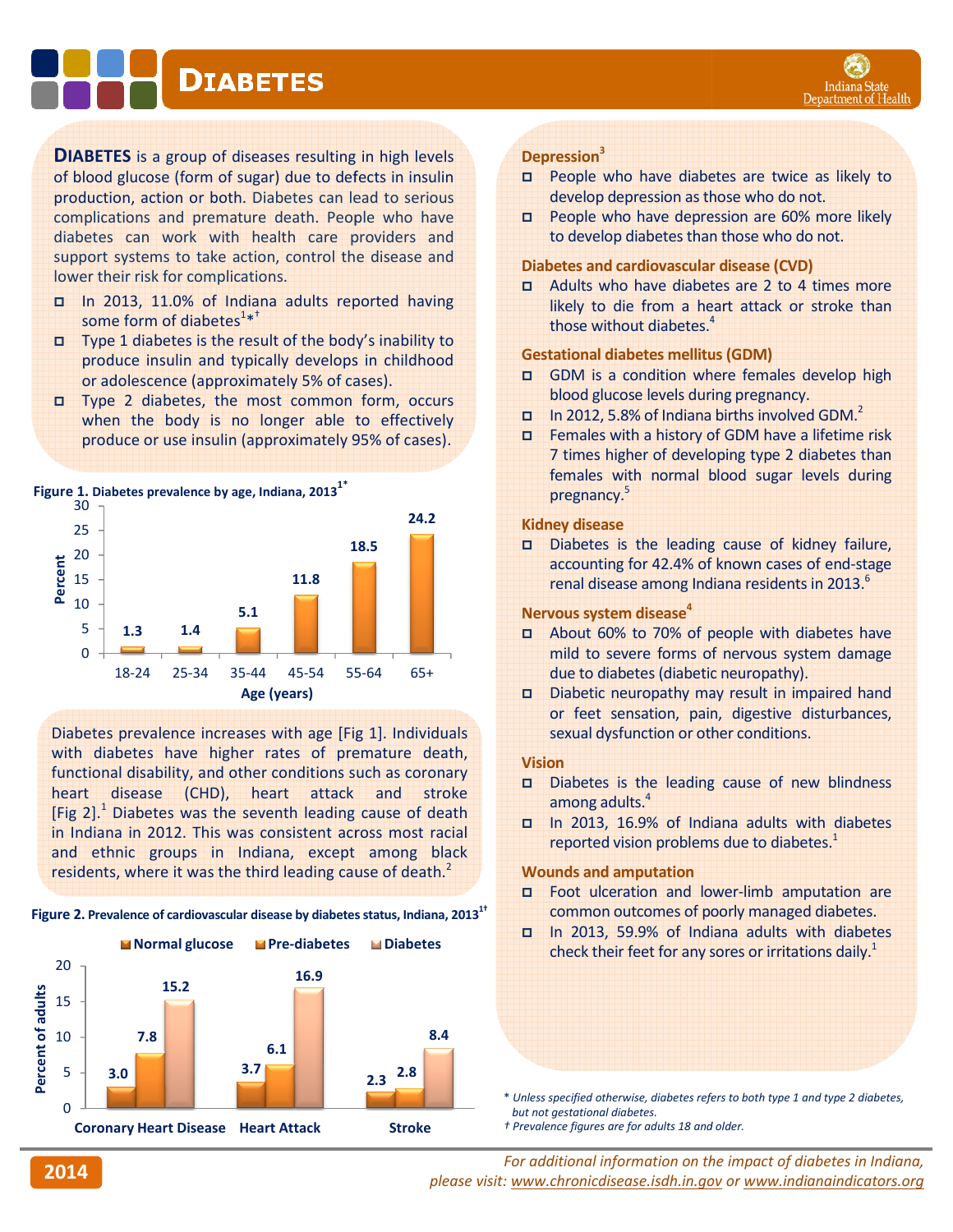# DIABETES

**DIABETES** is a group of diseases resulting in high levels of blood glucose (form of sugar) due to defects in insulin production, action or both. Diabetes can lead to serious complications and premature death. People who have diabetes can work with health care providers and support systems to take action, control the disease and lower their risk for complications.

- In 2013, 11.0% of Indiana adults reported having some form of diabetes[1*†]
- Type 1 diabetes is the result of the body's inability to produce insulin and typically develops in childhood or adolescence (approximately 5% of cases).
- Type 2 diabetes, the most common form, occurs when the body is no longer able to effectively produce or use insulin (approximately 95% of cases).

**Figure 1.** Diabetes prevalence by age, Indiana, 2013[1*]

| Age (years) | Percent |
|---|---|
| 18-24 | 1.3 |
| 25-34 | 1.4 |
| 35-44 | 5.1 |
| 45-54 | 11.8 |
| 55-64 | 18.5 |
| 65+ | 24.2 |

Diabetes prevalence increases with age [Fig 1]. Individuals with diabetes have higher rates of premature death, functional disability, and other conditions such as coronary heart disease (CHD), heart attack and stroke [Fig 2].[1] Diabetes was the seventh leading cause of death in Indiana in 2012. This was consistent across most racial and ethnic groups in Indiana, except among black residents, where it was the third leading cause of death.[2]

**Figure 2.** Prevalence of cardiovascular disease by diabetes status, Indiana, 2013[1†]

| | Normal glucose | Pre-diabetes | Diabetes |
|---|---|---|---|
| Coronary Heart Disease | 3.0 | 7.8 | 15.2 |
| Heart Attack | 3.7 | 6.1 | 16.9 |
| Stroke | 2.3 | 2.8 | 8.4 |

(Percent of adults)

### Depression[3]

- People who have diabetes are twice as likely to develop depression as those who do not.
- People who have depression are 60% more likely to develop diabetes than those who do not.

### Diabetes and cardiovascular disease (CVD)

- Adults who have diabetes are 2 to 4 times more likely to die from a heart attack or stroke than those without diabetes.[4]

### Gestational diabetes mellitus (GDM)

- GDM is a condition where females develop high blood glucose levels during pregnancy.
- In 2012, 5.8% of Indiana births involved GDM.[2]
- Females with a history of GDM have a lifetime risk 7 times higher of developing type 2 diabetes than females with normal blood sugar levels during pregnancy.[5]

### Kidney disease

- Diabetes is the leading cause of kidney failure, accounting for 42.4% of known cases of end-stage renal disease among Indiana residents in 2013.[6]

### Nervous system disease[4]

- About 60% to 70% of people with diabetes have mild to severe forms of nervous system damage due to diabetes (diabetic neuropathy).
- Diabetic neuropathy may result in impaired hand or feet sensation, pain, digestive disturbances, sexual dysfunction or other conditions.

### Vision

- Diabetes is the leading cause of new blindness among adults.[4]
- In 2013, 16.9% of Indiana adults with diabetes reported vision problems due to diabetes.[1]

### Wounds and amputation

- Foot ulceration and lower-limb amputation are common outcomes of poorly managed diabetes.
- In 2013, 59.9% of Indiana adults with diabetes check their feet for any sores or irritations daily.[1]

*\* Unless specified otherwise, diabetes refers to both type 1 and type 2 diabetes, but not gestational diabetes.*
*† Prevalence figures are for adults 18 and older.*

*For additional information on the impact of diabetes in Indiana, please visit: www.chronicdisease.isdh.in.gov or www.indianaindicators.org*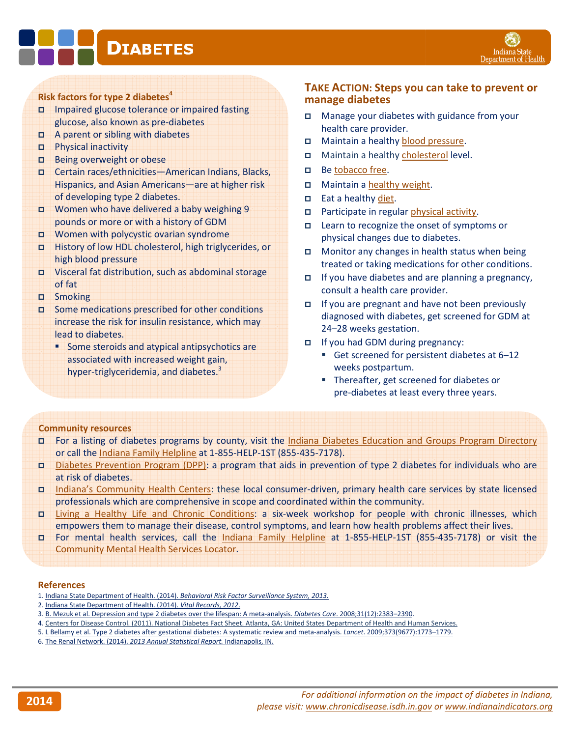# Diabetes

### Risk factors for type 2 diabetes[4]

- Impaired glucose tolerance or impaired fasting glucose, also known as pre-diabetes
- A parent or sibling with diabetes
- Physical inactivity
- Being overweight or obese
- Certain races/ethnicities—American Indians, Blacks, Hispanics, and Asian Americans—are at higher risk of developing type 2 diabetes.
- Women who have delivered a baby weighing 9 pounds or more or with a history of GDM
- Women with polycystic ovarian syndrome
- History of low HDL cholesterol, high triglycerides, or high blood pressure
- Visceral fat distribution, such as abdominal storage of fat
- Smoking
- Some medications prescribed for other conditions increase the risk for insulin resistance, which may lead to diabetes.
  - Some steroids and atypical antipsychotics are associated with increased weight gain, hyper-triglyceridemia, and diabetes.[3]

### Take Action: Steps you can take to prevent or manage diabetes

- Manage your diabetes with guidance from your health care provider.
- Maintain a healthy blood pressure.
- Maintain a healthy cholesterol level.
- Be tobacco free.
- Maintain a healthy weight.
- Eat a healthy diet.
- Participate in regular physical activity.
- Learn to recognize the onset of symptoms or physical changes due to diabetes.
- Monitor any changes in health status when being treated or taking medications for other conditions.
- If you have diabetes and are planning a pregnancy, consult a health care provider.
- If you are pregnant and have not been previously diagnosed with diabetes, get screened for GDM at 24–28 weeks gestation.
- If you had GDM during pregnancy:
  - Get screened for persistent diabetes at 6–12 weeks postpartum.
  - Thereafter, get screened for diabetes or pre-diabetes at least every three years.

### Community resources

- For a listing of diabetes programs by county, visit the Indiana Diabetes Education and Groups Program Directory or call the Indiana Family Helpline at 1-855-HELP-1ST (855-435-7178).
- Diabetes Prevention Program (DPP): a program that aids in prevention of type 2 diabetes for individuals who are at risk of diabetes.
- Indiana's Community Health Centers: these local consumer-driven, primary health care services by state licensed professionals which are comprehensive in scope and coordinated within the community.
- Living a Healthy Life and Chronic Conditions: a six-week workshop for people with chronic illnesses, which empowers them to manage their disease, control symptoms, and learn how health problems affect their lives.
- For mental health services, call the Indiana Family Helpline at 1-855-HELP-1ST (855-435-7178) or visit the Community Mental Health Services Locator.

### References

1. Indiana State Department of Health. (2014). *Behavioral Risk Factor Surveillance System, 2013.*
2. Indiana State Department of Health. (2014). *Vital Records, 2012.*
3. B. Mezuk et al. Depression and type 2 diabetes over the lifespan: A meta-analysis. *Diabetes Care*. 2008;31(12):2383–2390.
4. Centers for Disease Control. (2011). National Diabetes Fact Sheet. Atlanta, GA: United States Department of Health and Human Services.
5. L Bellamy et al. Type 2 diabetes after gestational diabetes: A systematic review and meta-analysis. *Lancet*. 2009;373(9677):1773–1779.
6. The Renal Network. (2014). *2013 Annual Statistical Report.* Indianapolis, IN.

*For additional information on the impact of diabetes in Indiana, please visit: www.chronicdisease.isdh.in.gov or www.indianaindicators.org*